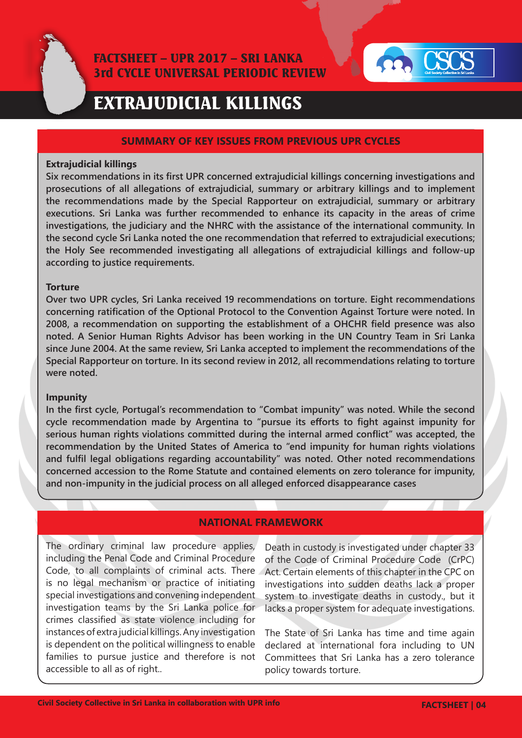# FACTSHEET – UPR 2017 – SRI LANKA
## 3rd CYCLE UNIVERSAL PERIODIC REVIEW

# EXTRAJUDICIAL KILLINGS

## SUMMARY OF KEY ISSUES FROM PREVIOUS UPR CYCLES

**Extrajudicial killings**

**Six recommendations in its first UPR concerned extrajudicial killings concerning investigations and prosecutions of all allegations of extrajudicial, summary or arbitrary killings and to implement the recommendations made by the Special Rapporteur on extrajudicial, summary or arbitrary executions. Sri Lanka was further recommended to enhance its capacity in the areas of crime investigations, the judiciary and the NHRC with the assistance of the international community. In the second cycle Sri Lanka noted the one recommendation that referred to extrajudicial executions; the Holy See recommended investigating all allegations of extrajudicial killings and follow-up according to justice requirements.**

**Torture**

**Over two UPR cycles, Sri Lanka received 19 recommendations on torture. Eight recommendations concerning ratification of the Optional Protocol to the Convention Against Torture were noted. In 2008, a recommendation on supporting the establishment of a OHCHR field presence was also noted. A Senior Human Rights Advisor has been working in the UN Country Team in Sri Lanka since June 2004. At the same review, Sri Lanka accepted to implement the recommendations of the Special Rapporteur on torture. In its second review in 2012, all recommendations relating to torture were noted.**

**Impunity**

**In the first cycle, Portugal's recommendation to "Combat impunity" was noted. While the second cycle recommendation made by Argentina to "pursue its efforts to fight against impunity for serious human rights violations committed during the internal armed conflict" was accepted, the recommendation by the United States of America to "end impunity for human rights violations and fulfil legal obligations regarding accountability" was noted. Other noted recommendations concerned accession to the Rome Statute and contained elements on zero tolerance for impunity, and non-impunity in the judicial process on all alleged enforced disappearance cases**

## NATIONAL FRAMEWORK

The ordinary criminal law procedure applies, including the Penal Code and Criminal Procedure Code, to all complaints of criminal acts. There is no legal mechanism or practice of initiating special investigations and convening independent investigation teams by the Sri Lanka police for crimes classified as state violence including for instances of extra judicial killings. Any investigation is dependent on the political willingness to enable families to pursue justice and therefore is not accessible to all as of right..

Death in custody is investigated under chapter 33 of the Code of Criminal Procedure Code (CrPC) Act. Certain elements of this chapter in the CPC on investigations into sudden deaths lack a proper system to investigate deaths in custody., but it lacks a proper system for adequate investigations.

The State of Sri Lanka has time and time again declared at international fora including to UN Committees that Sri Lanka has a zero tolerance policy towards torture.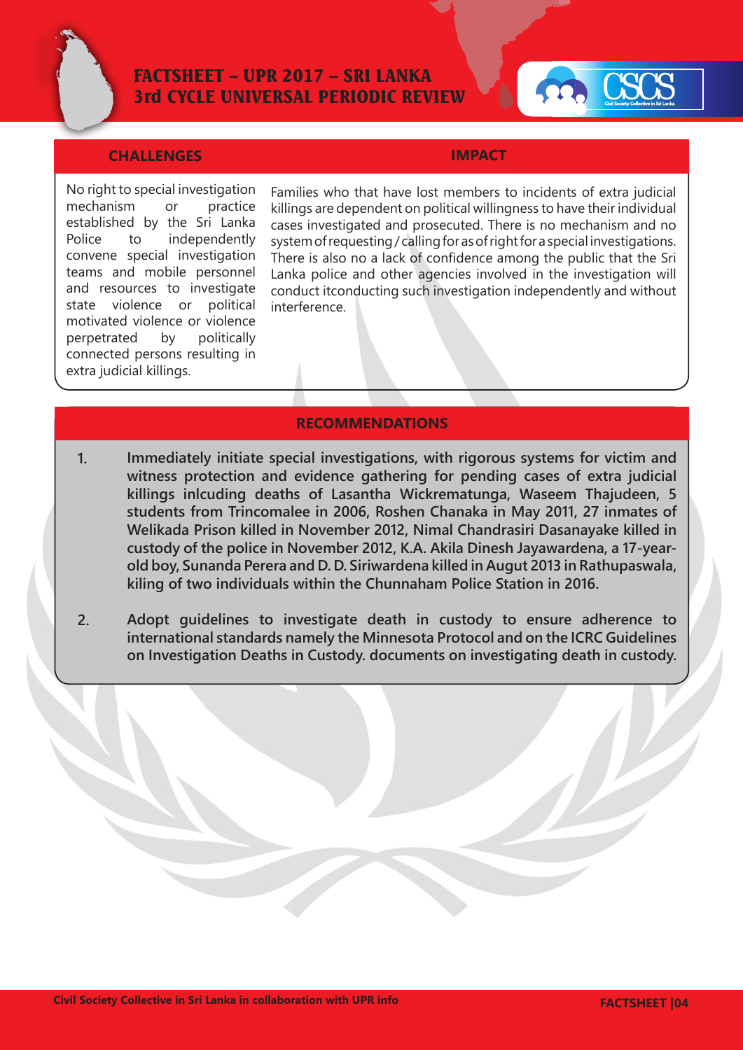# FACTSHEET – UPR 2017 – SRI LANKA
## 3rd CYCLE UNIVERSAL PERIODIC REVIEW

| CHALLENGES | IMPACT |
| --- | --- |
| No right to special investigation mechanism or practice established by the Sri Lanka Police to independently convene special investigation teams and mobile personnel and resources to investigate state violence or political motivated violence or violence perpetrated by politically connected persons resulting in extra judicial killings. | Families who that have lost members to incidents of extra judicial killings are dependent on political willingness to have their individual cases investigated and prosecuted. There is no mechanism and no system of requesting / calling for as of right for a special investigations. There is also no a lack of confidence among the public that the Sri Lanka police and other agencies involved in the investigation will conduct itconducting such investigation independently and without interference. |

## RECOMMENDATIONS

1. **Immediately initiate special investigations, with rigorous systems for victim and witness protection and evidence gathering for pending cases of extra judicial killings inlcuding deaths of Lasantha Wickrematunga, Waseem Thajudeen, 5 students from Trincomalee in 2006, Roshen Chanaka in May 2011, 27 inmates of Welikada Prison killed in November 2012, Nimal Chandrasiri Dasanayake killed in custody of the police in November 2012, K.A. Akila Dinesh Jayawardena, a 17-year-old boy, Sunanda Perera and D. D. Siriwardena killed in Augut 2013 in Rathupaswala, kiling of two individuals within the Chunnaham Police Station in 2016.**

2. **Adopt guidelines to investigate death in custody to ensure adherence to international standards namely the Minnesota Protocol and on the ICRC Guidelines on Investigation Deaths in Custody. documents on investigating death in custody.**

Civil Society Collective in Sri Lanka in collaboration with UPR info